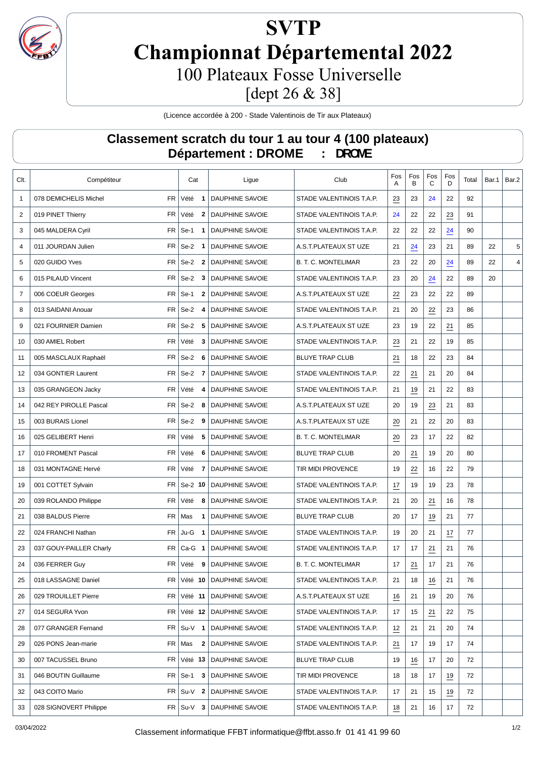# SVTP
# Championnat Départemental 2022
## 100 Plateaux Fosse Universelle
## [dept 26 & 38]

(Licence accordée à 200 - Stade Valentinois de Tir aux Plateaux)

## Classement scratch du tour 1 au tour 4 (100 plateaux)
## Département : DROME : DROME

| Clt. | Compétiteur | | Cat | | Ligue | Club | Fos A | Fos B | Fos C | Fos D | Total | Bar.1 | Bar.2 |
|---|---|---|---|---|---|---|---|---|---|---|---|---|---|
| 1 | 078 DEMICHELIS Michel | FR | Vété | 1 | DAUPHINE SAVOIE | STADE VALENTINOIS T.A.P. | 23 | 23 | 24 | 22 | 92 | | |
| 2 | 019 PINET Thierry | FR | Vété | 2 | DAUPHINE SAVOIE | STADE VALENTINOIS T.A.P. | 24 | 22 | 22 | 23 | 91 | | |
| 3 | 045 MALDERA Cyril | FR | Se-1 | 1 | DAUPHINE SAVOIE | STADE VALENTINOIS T.A.P. | 22 | 22 | 22 | 24 | 90 | | |
| 4 | 011 JOURDAN Julien | FR | Se-2 | 1 | DAUPHINE SAVOIE | A.S.T.PLATEAUX ST UZE | 21 | 24 | 23 | 21 | 89 | 22 | 5 |
| 5 | 020 GUIDO Yves | FR | Se-2 | 2 | DAUPHINE SAVOIE | B. T. C. MONTELIMAR | 23 | 22 | 20 | 24 | 89 | 22 | 4 |
| 6 | 015 PILAUD Vincent | FR | Se-2 | 3 | DAUPHINE SAVOIE | STADE VALENTINOIS T.A.P. | 23 | 20 | 24 | 22 | 89 | 20 | |
| 7 | 006 COEUR Georges | FR | Se-1 | 2 | DAUPHINE SAVOIE | A.S.T.PLATEAUX ST UZE | 22 | 23 | 22 | 22 | 89 | | |
| 8 | 013 SAIDANI Anouar | FR | Se-2 | 4 | DAUPHINE SAVOIE | STADE VALENTINOIS T.A.P. | 21 | 20 | 22 | 23 | 86 | | |
| 9 | 021 FOURNIER Damien | FR | Se-2 | 5 | DAUPHINE SAVOIE | A.S.T.PLATEAUX ST UZE | 23 | 19 | 22 | 21 | 85 | | |
| 10 | 030 AMIEL Robert | FR | Vété | 3 | DAUPHINE SAVOIE | STADE VALENTINOIS T.A.P. | 23 | 21 | 22 | 19 | 85 | | |
| 11 | 005 MASCLAUX Raphaël | FR | Se-2 | 6 | DAUPHINE SAVOIE | BLUYE TRAP CLUB | 21 | 18 | 22 | 23 | 84 | | |
| 12 | 034 GONTIER Laurent | FR | Se-2 | 7 | DAUPHINE SAVOIE | STADE VALENTINOIS T.A.P. | 22 | 21 | 21 | 20 | 84 | | |
| 13 | 035 GRANGEON Jacky | FR | Vété | 4 | DAUPHINE SAVOIE | STADE VALENTINOIS T.A.P. | 21 | 19 | 21 | 22 | 83 | | |
| 14 | 042 REY PIROLLE Pascal | FR | Se-2 | 8 | DAUPHINE SAVOIE | A.S.T.PLATEAUX ST UZE | 20 | 19 | 23 | 21 | 83 | | |
| 15 | 003 BURAIS Lionel | FR | Se-2 | 9 | DAUPHINE SAVOIE | A.S.T.PLATEAUX ST UZE | 20 | 21 | 22 | 20 | 83 | | |
| 16 | 025 GELIBERT Henri | FR | Vété | 5 | DAUPHINE SAVOIE | B. T. C. MONTELIMAR | 20 | 23 | 17 | 22 | 82 | | |
| 17 | 010 FROMENT Pascal | FR | Vété | 6 | DAUPHINE SAVOIE | BLUYE TRAP CLUB | 20 | 21 | 19 | 20 | 80 | | |
| 18 | 031 MONTAGNE Hervé | FR | Vété | 7 | DAUPHINE SAVOIE | TIR MIDI PROVENCE | 19 | 22 | 16 | 22 | 79 | | |
| 19 | 001 COTTET Sylvain | FR | Se-2 | 10 | DAUPHINE SAVOIE | STADE VALENTINOIS T.A.P. | 17 | 19 | 19 | 23 | 78 | | |
| 20 | 039 ROLANDO Philippe | FR | Vété | 8 | DAUPHINE SAVOIE | STADE VALENTINOIS T.A.P. | 21 | 20 | 21 | 16 | 78 | | |
| 21 | 038 BALDUS Pierre | FR | Mas | 1 | DAUPHINE SAVOIE | BLUYE TRAP CLUB | 20 | 17 | 19 | 21 | 77 | | |
| 22 | 024 FRANCHI Nathan | FR | Ju-G | 1 | DAUPHINE SAVOIE | STADE VALENTINOIS T.A.P. | 19 | 20 | 21 | 17 | 77 | | |
| 23 | 037 GOUY-PAILLER Charly | FR | Ca-G | 1 | DAUPHINE SAVOIE | STADE VALENTINOIS T.A.P. | 17 | 17 | 21 | 21 | 76 | | |
| 24 | 036 FERRER Guy | FR | Vété | 9 | DAUPHINE SAVOIE | B. T. C. MONTELIMAR | 17 | 21 | 17 | 21 | 76 | | |
| 25 | 018 LASSAGNE Daniel | FR | Vété | 10 | DAUPHINE SAVOIE | STADE VALENTINOIS T.A.P. | 21 | 18 | 16 | 21 | 76 | | |
| 26 | 029 TROUILLET Pierre | FR | Vété | 11 | DAUPHINE SAVOIE | A.S.T.PLATEAUX ST UZE | 16 | 21 | 19 | 20 | 76 | | |
| 27 | 014 SEGURA Yvon | FR | Vété | 12 | DAUPHINE SAVOIE | STADE VALENTINOIS T.A.P. | 17 | 15 | 21 | 22 | 75 | | |
| 28 | 077 GRANGER Fernand | FR | Su-V | 1 | DAUPHINE SAVOIE | STADE VALENTINOIS T.A.P. | 12 | 21 | 21 | 20 | 74 | | |
| 29 | 026 PONS Jean-marie | FR | Mas | 2 | DAUPHINE SAVOIE | STADE VALENTINOIS T.A.P. | 21 | 17 | 19 | 17 | 74 | | |
| 30 | 007 TACUSSEL Bruno | FR | Vété | 13 | DAUPHINE SAVOIE | BLUYE TRAP CLUB | 19 | 16 | 17 | 20 | 72 | | |
| 31 | 046 BOUTIN Guillaume | FR | Se-1 | 3 | DAUPHINE SAVOIE | TIR MIDI PROVENCE | 18 | 18 | 17 | 19 | 72 | | |
| 32 | 043 COITO Mario | FR | Su-V | 2 | DAUPHINE SAVOIE | STADE VALENTINOIS T.A.P. | 17 | 21 | 15 | 19 | 72 | | |
| 33 | 028 SIGNOVERT Philippe | FR | Su-V | 3 | DAUPHINE SAVOIE | STADE VALENTINOIS T.A.P. | 18 | 21 | 16 | 17 | 72 | | |

03/04/2022

Classement informatique FFBT informatique@ffbt.asso.fr 01 41 41 99 60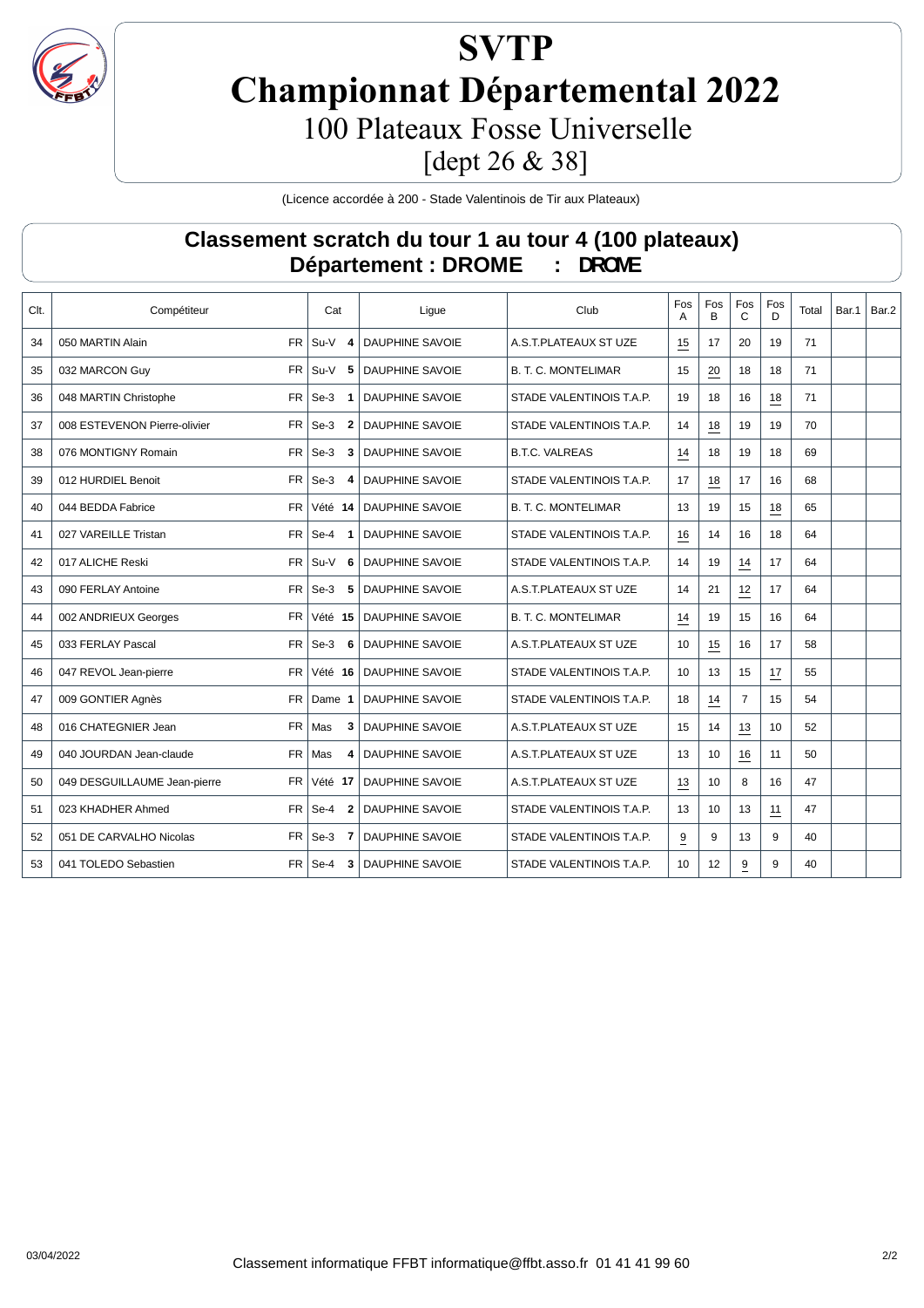# SVTP

# Championnat Départemental 2022

## 100 Plateaux Fosse Universelle

## [dept 26 & 38]

(Licence accordée à 200 - Stade Valentinois de Tir aux Plateaux)

## Classement scratch du tour 1 au tour 4 (100 plateaux)

## Département : DROME : DROME

| Clt. | Compétiteur | | Cat | | Ligue | Club | Fos A | Fos B | Fos C | Fos D | Total | Bar.1 | Bar.2 |
|---|---|---|---|---|---|---|---|---|---|---|---|---|---|
| 34 | 050 MARTIN Alain | FR | Su-V | 4 | DAUPHINE SAVOIE | A.S.T.PLATEAUX ST UZE | 15 | 17 | 20 | 19 | 71 | | |
| 35 | 032 MARCON Guy | FR | Su-V | 5 | DAUPHINE SAVOIE | B. T. C. MONTELIMAR | 15 | 20 | 18 | 18 | 71 | | |
| 36 | 048 MARTIN Christophe | FR | Se-3 | 1 | DAUPHINE SAVOIE | STADE VALENTINOIS T.A.P. | 19 | 18 | 16 | 18 | 71 | | |
| 37 | 008 ESTEVENON Pierre-olivier | FR | Se-3 | 2 | DAUPHINE SAVOIE | STADE VALENTINOIS T.A.P. | 14 | 18 | 19 | 19 | 70 | | |
| 38 | 076 MONTIGNY Romain | FR | Se-3 | 3 | DAUPHINE SAVOIE | B.T.C. VALREAS | 14 | 18 | 19 | 18 | 69 | | |
| 39 | 012 HURDIEL Benoit | FR | Se-3 | 4 | DAUPHINE SAVOIE | STADE VALENTINOIS T.A.P. | 17 | 18 | 17 | 16 | 68 | | |
| 40 | 044 BEDDA Fabrice | FR | Vété | 14 | DAUPHINE SAVOIE | B. T. C. MONTELIMAR | 13 | 19 | 15 | 18 | 65 | | |
| 41 | 027 VAREILLE Tristan | FR | Se-4 | 1 | DAUPHINE SAVOIE | STADE VALENTINOIS T.A.P. | 16 | 14 | 16 | 18 | 64 | | |
| 42 | 017 ALICHE Reski | FR | Su-V | 6 | DAUPHINE SAVOIE | STADE VALENTINOIS T.A.P. | 14 | 19 | 14 | 17 | 64 | | |
| 43 | 090 FERLAY Antoine | FR | Se-3 | 5 | DAUPHINE SAVOIE | A.S.T.PLATEAUX ST UZE | 14 | 21 | 12 | 17 | 64 | | |
| 44 | 002 ANDRIEUX Georges | FR | Vété | 15 | DAUPHINE SAVOIE | B. T. C. MONTELIMAR | 14 | 19 | 15 | 16 | 64 | | |
| 45 | 033 FERLAY Pascal | FR | Se-3 | 6 | DAUPHINE SAVOIE | A.S.T.PLATEAUX ST UZE | 10 | 15 | 16 | 17 | 58 | | |
| 46 | 047 REVOL Jean-pierre | FR | Vété | 16 | DAUPHINE SAVOIE | STADE VALENTINOIS T.A.P. | 10 | 13 | 15 | 17 | 55 | | |
| 47 | 009 GONTIER Agnès | FR | Dame | 1 | DAUPHINE SAVOIE | STADE VALENTINOIS T.A.P. | 18 | 14 | 7 | 15 | 54 | | |
| 48 | 016 CHATEGNIER Jean | FR | Mas | 3 | DAUPHINE SAVOIE | A.S.T.PLATEAUX ST UZE | 15 | 14 | 13 | 10 | 52 | | |
| 49 | 040 JOURDAN Jean-claude | FR | Mas | 4 | DAUPHINE SAVOIE | A.S.T.PLATEAUX ST UZE | 13 | 10 | 16 | 11 | 50 | | |
| 50 | 049 DESGUILLAUME Jean-pierre | FR | Vété | 17 | DAUPHINE SAVOIE | A.S.T.PLATEAUX ST UZE | 13 | 10 | 8 | 16 | 47 | | |
| 51 | 023 KHADHER Ahmed | FR | Se-4 | 2 | DAUPHINE SAVOIE | STADE VALENTINOIS T.A.P. | 13 | 10 | 13 | 11 | 47 | | |
| 52 | 051 DE CARVALHO Nicolas | FR | Se-3 | 7 | DAUPHINE SAVOIE | STADE VALENTINOIS T.A.P. | 9 | 9 | 13 | 9 | 40 | | |
| 53 | 041 TOLEDO Sebastien | FR | Se-4 | 3 | DAUPHINE SAVOIE | STADE VALENTINOIS T.A.P. | 10 | 12 | 9 | 9 | 40 | | |

03/04/2022

Classement informatique FFBT informatique@ffbt.asso.fr 01 41 41 99 60